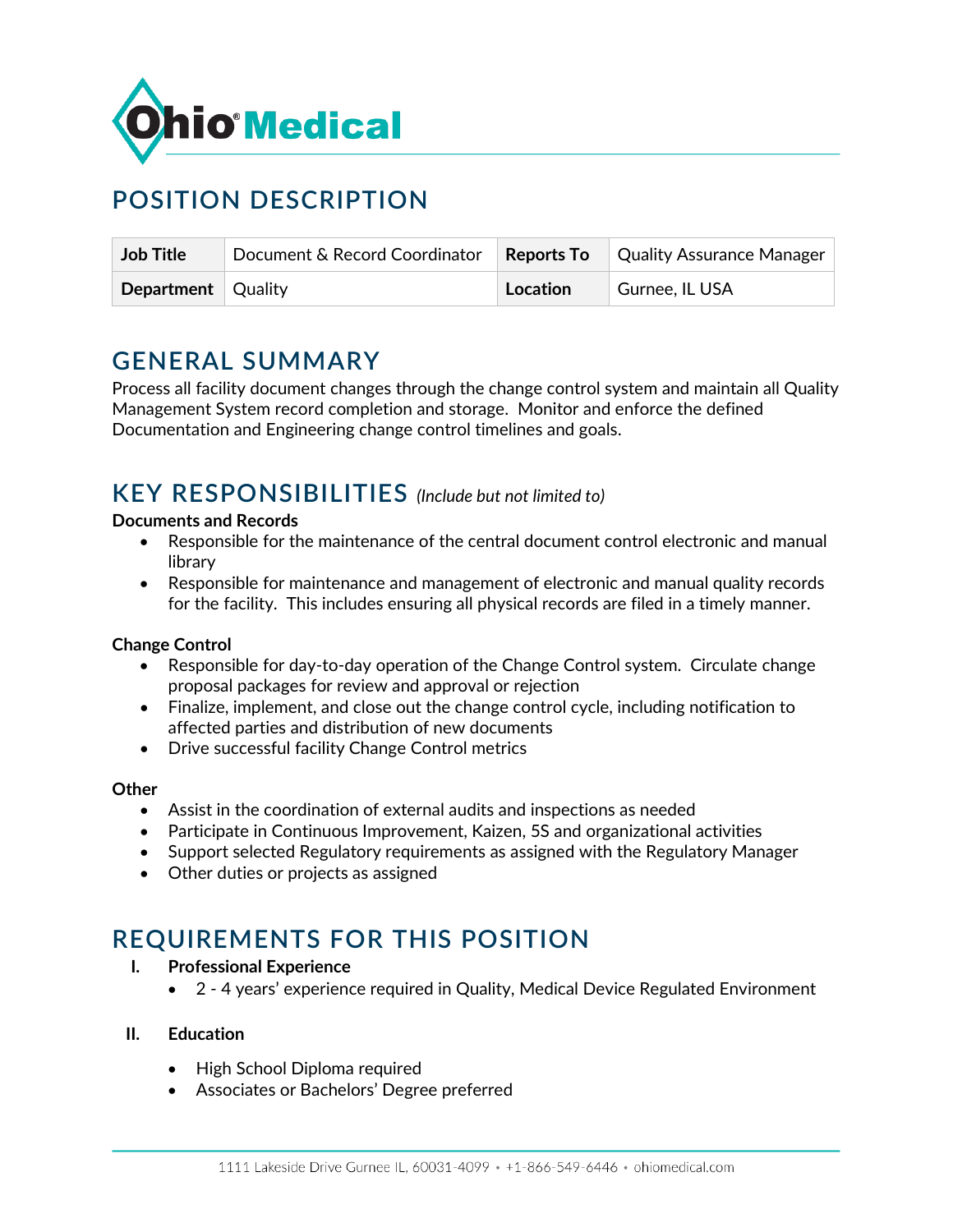Ohio Medical

# POSITION DESCRIPTION

| Job Title | Document & Record Coordinator | Reports To | Quality Assurance Manager |
|---|---|---|---|
| Department | Quality | Location | Gurnee, IL USA |

## GENERAL SUMMARY

Process all facility document changes through the change control system and maintain all Quality Management System record completion and storage. Monitor and enforce the defined Documentation and Engineering change control timelines and goals.

## KEY RESPONSIBILITIES *(Include but not limited to)*

**Documents and Records**

- Responsible for the maintenance of the central document control electronic and manual library
- Responsible for maintenance and management of electronic and manual quality records for the facility. This includes ensuring all physical records are filed in a timely manner.

**Change Control**

- Responsible for day-to-day operation of the Change Control system. Circulate change proposal packages for review and approval or rejection
- Finalize, implement, and close out the change control cycle, including notification to affected parties and distribution of new documents
- Drive successful facility Change Control metrics

**Other**

- Assist in the coordination of external audits and inspections as needed
- Participate in Continuous Improvement, Kaizen, 5S and organizational activities
- Support selected Regulatory requirements as assigned with the Regulatory Manager
- Other duties or projects as assigned

## REQUIREMENTS FOR THIS POSITION

I. **Professional Experience**
   - 2 - 4 years' experience required in Quality, Medical Device Regulated Environment

II. **Education**
   - High School Diploma required
   - Associates or Bachelors' Degree preferred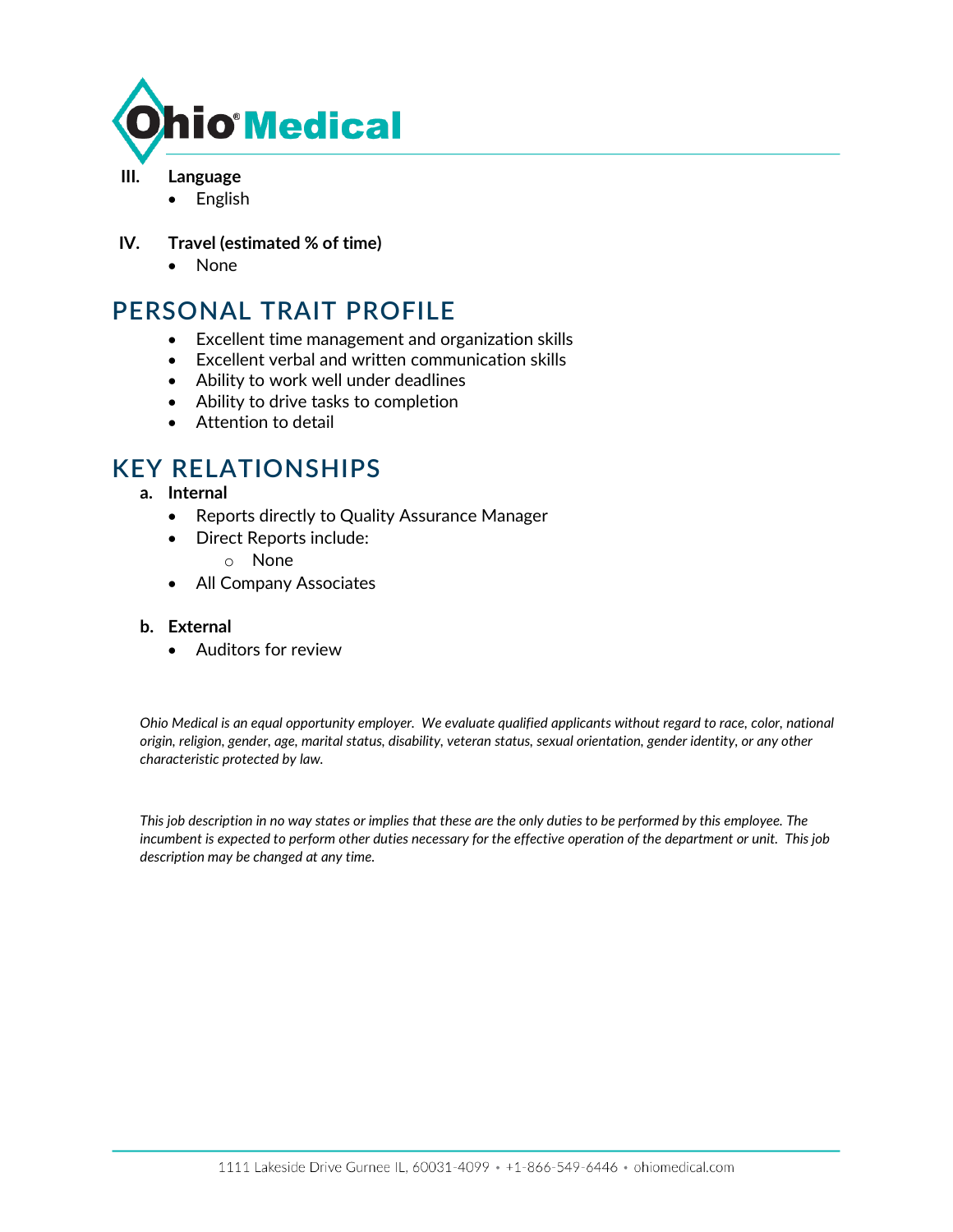**III. Language**

- English

**IV. Travel (estimated % of time)**

- None

## PERSONAL TRAIT PROFILE

- Excellent time management and organization skills
- Excellent verbal and written communication skills
- Ability to work well under deadlines
- Ability to drive tasks to completion
- Attention to detail

## KEY RELATIONSHIPS

**a. Internal**

- Reports directly to Quality Assurance Manager
- Direct Reports include:
  - None
- All Company Associates

**b. External**

- Auditors for review

*Ohio Medical is an equal opportunity employer. We evaluate qualified applicants without regard to race, color, national origin, religion, gender, age, marital status, disability, veteran status, sexual orientation, gender identity, or any other characteristic protected by law.*

*This job description in no way states or implies that these are the only duties to be performed by this employee. The incumbent is expected to perform other duties necessary for the effective operation of the department or unit. This job description may be changed at any time.*